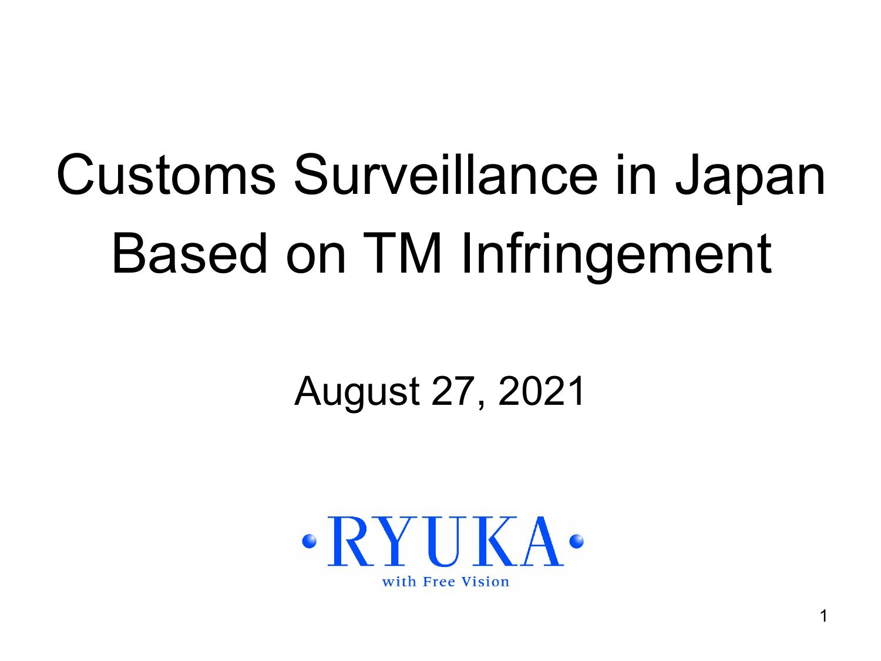# Customs Surveillance in Japan Based on TM Infringement

August 27, 2021

·RYUKA·

with Free Vision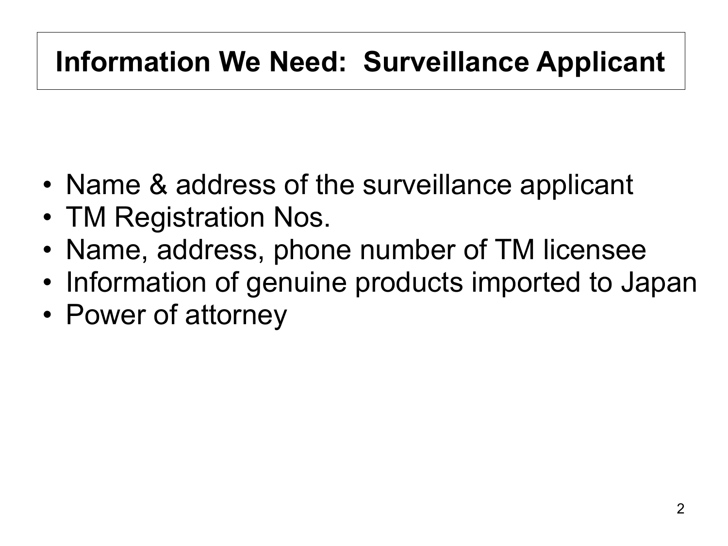# Information We Need: Surveillance Applicant

- Name & address of the surveillance applicant
- TM Registration Nos.
- Name, address, phone number of TM licensee
- Information of genuine products imported to Japan
- Power of attorney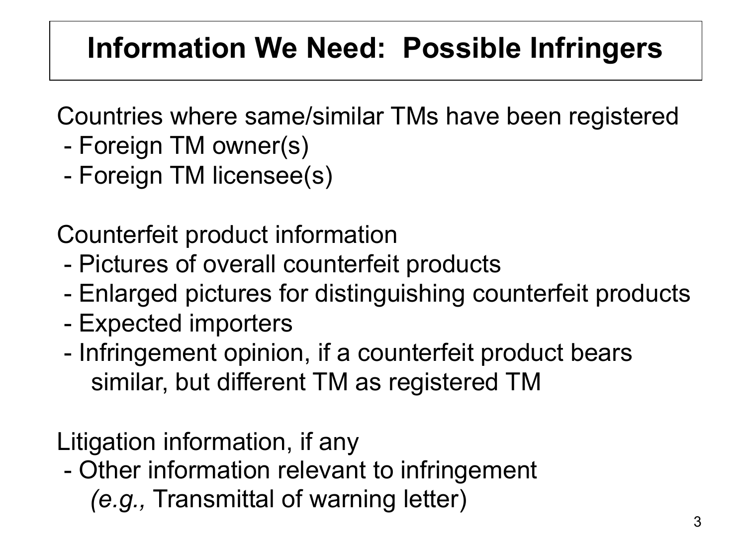# Information We Need: Possible Infringers

Countries where same/similar TMs have been registered

- Foreign TM owner(s)
- Foreign TM licensee(s)

Counterfeit product information

- Pictures of overall counterfeit products
- Enlarged pictures for distinguishing counterfeit products
- Expected importers
- Infringement opinion, if a counterfeit product bears similar, but different TM as registered TM

Litigation information, if any

- Other information relevant to infringement *(e.g.,* Transmittal of warning letter)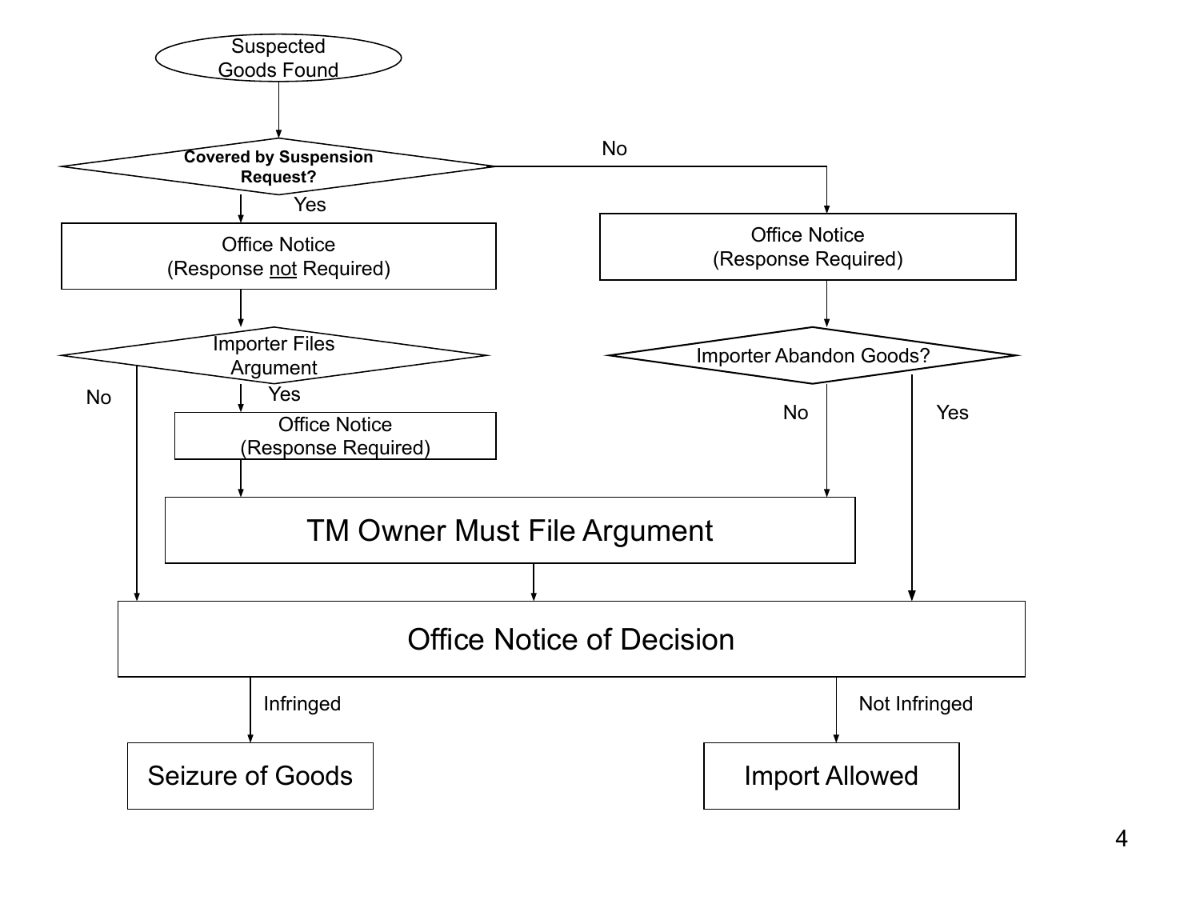Suspected Goods Found

**Covered by Suspension Request?**

- Yes → Office Notice (Response not Required)
  - Importer Files Argument
    - Yes → Office Notice (Response Required) → TM Owner Must File Argument → Office Notice of Decision
    - No → Office Notice of Decision
- No → Office Notice (Response Required)
  - Importer Abandon Goods?
    - No → TM Owner Must File Argument → Office Notice of Decision
    - Yes → Office Notice of Decision

Office Notice of Decision

- Infringed → Seizure of Goods
- Not Infringed → Import Allowed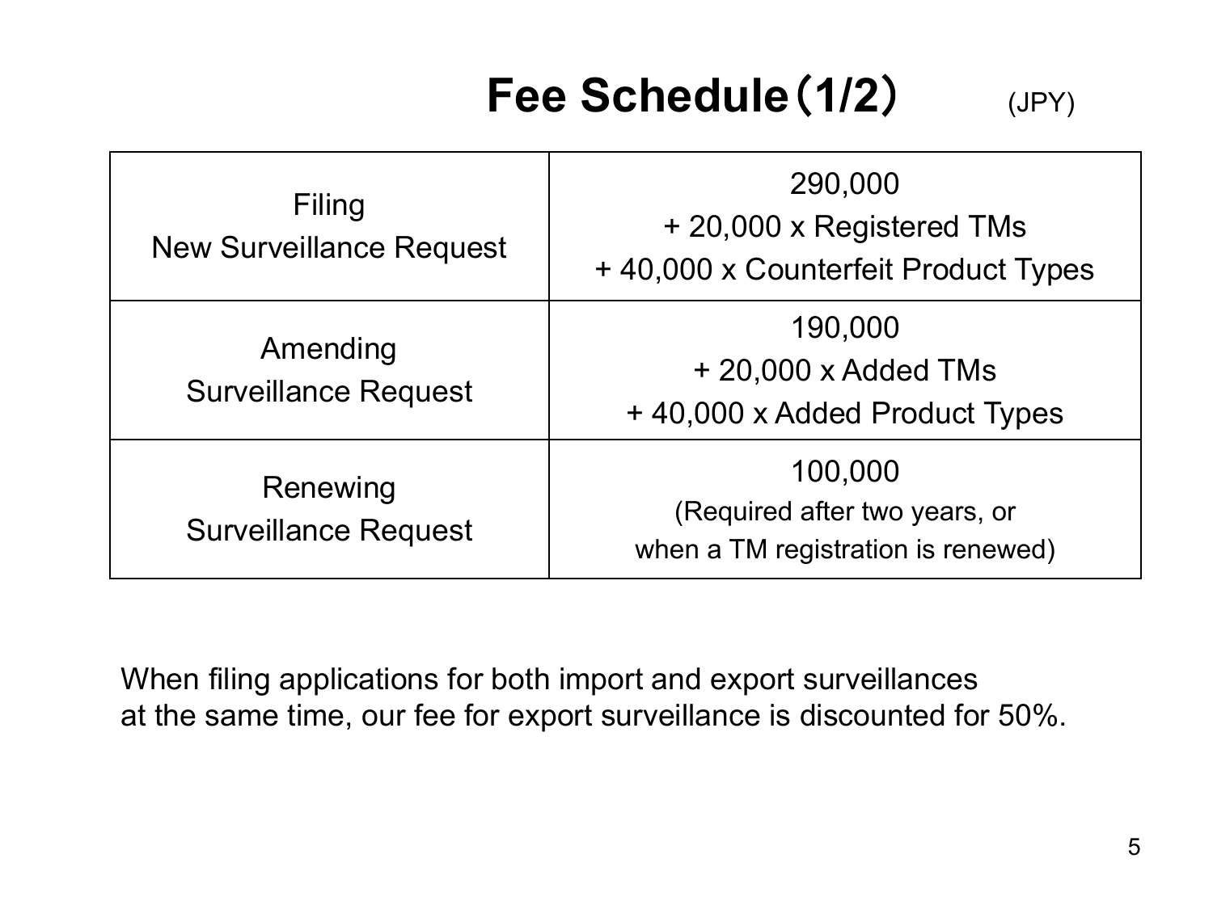# Fee Schedule（1/2）

(JPY)

| | |
|---|---|
| Filing<br>New Surveillance Request | 290,000<br>+ 20,000 x Registered TMs<br>+ 40,000 x Counterfeit Product Types |
| Amending<br>Surveillance Request | 190,000<br>+ 20,000 x Added TMs<br>+ 40,000 x Added Product Types |
| Renewing<br>Surveillance Request | 100,000<br>(Required after two years, or<br>when a TM registration is renewed) |

When filing applications for both import and export surveillances at the same time, our fee for export surveillance is discounted for 50%.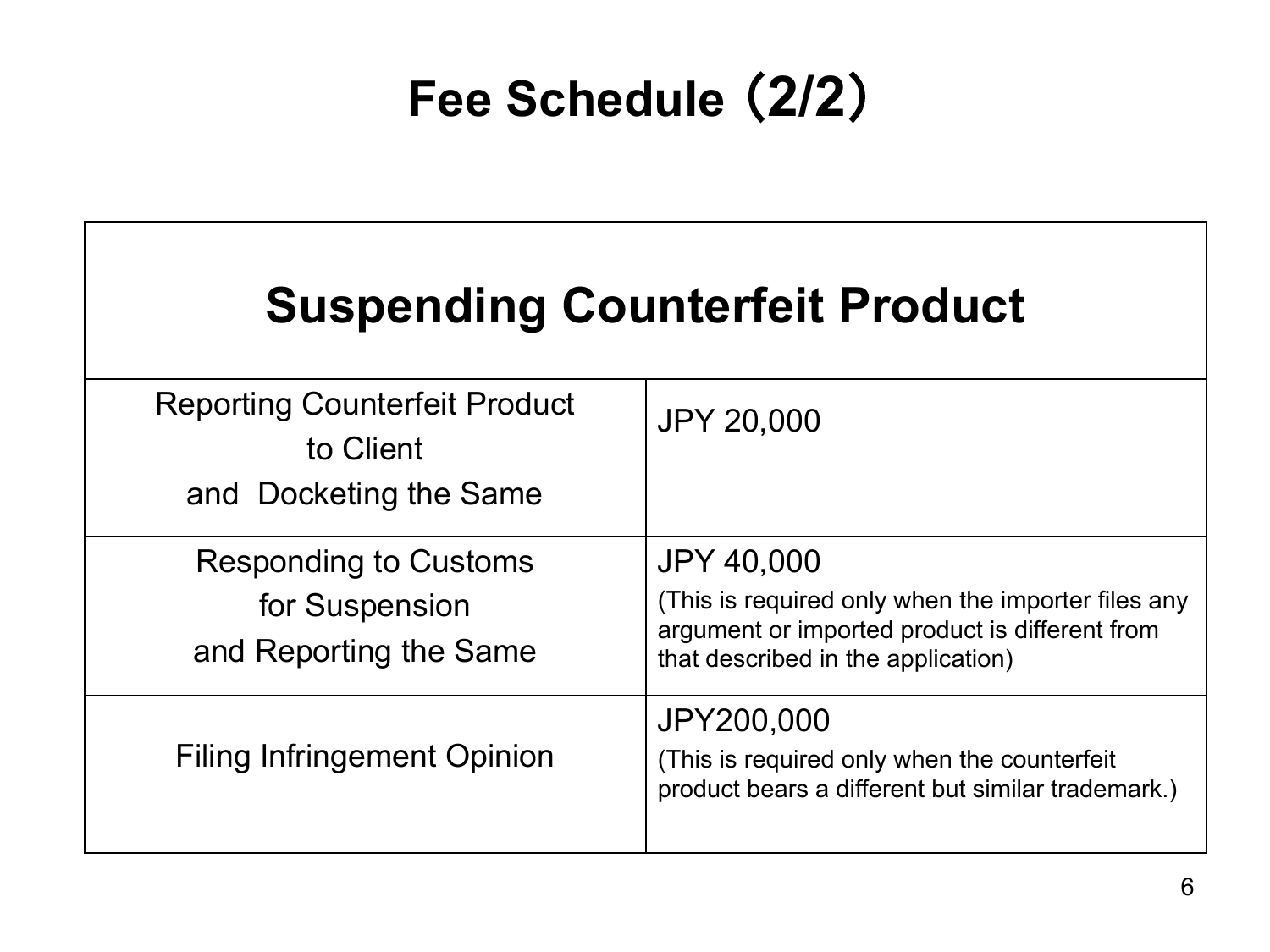# Fee Schedule（2/2）

| Suspending Counterfeit Product | |
|---|---|
| Reporting Counterfeit Product to Client and Docketing the Same | JPY 20,000 |
| Responding to Customs for Suspension and Reporting the Same | JPY 40,000 (This is required only when the importer files any argument or imported product is different from that described in the application) |
| Filing Infringement Opinion | JPY200,000 (This is required only when the counterfeit product bears a different but similar trademark.) |